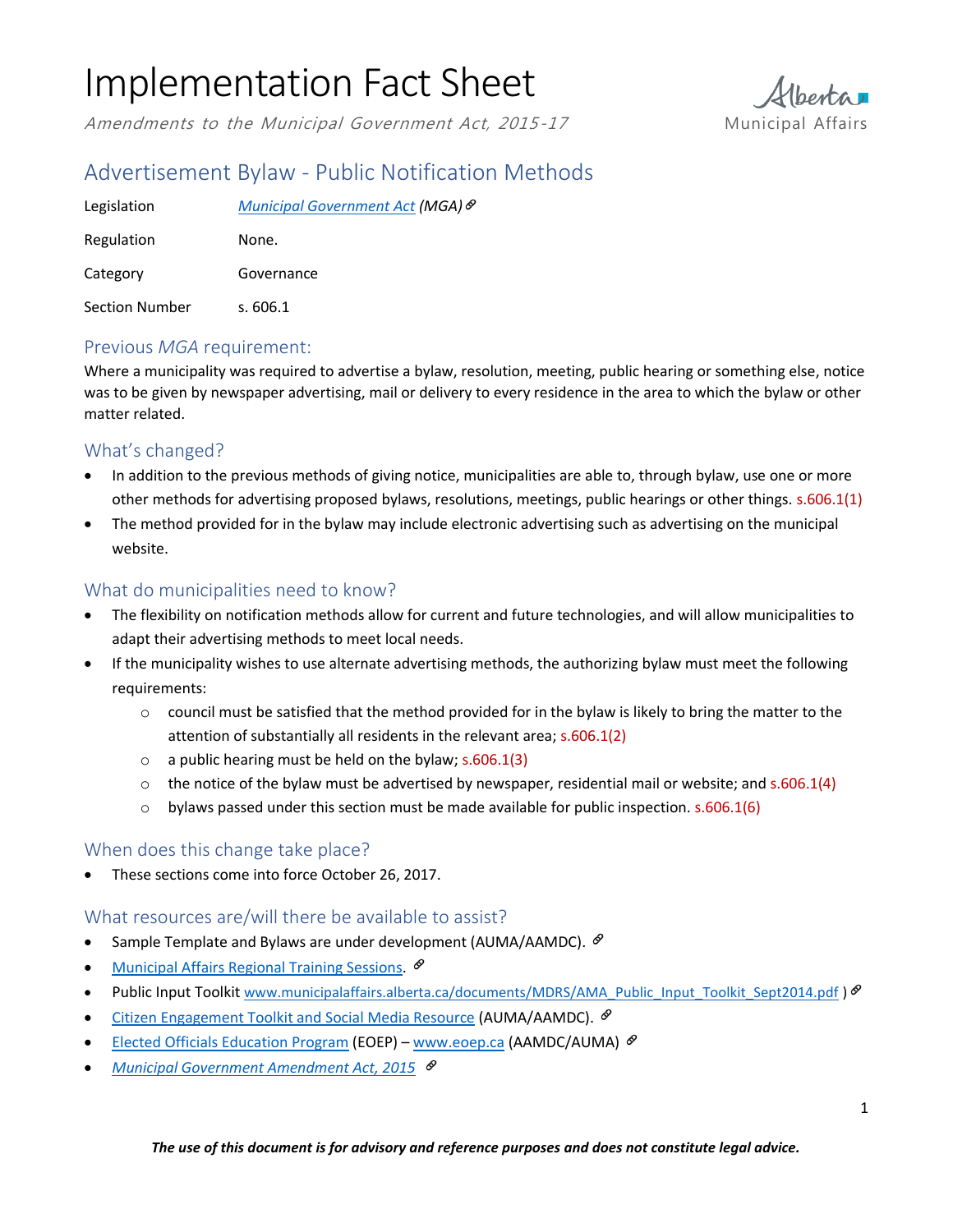# Implementation Fact Sheet

*Amendments to the Municipal Government Act, 2015-17*

Alberta Municipal Affairs

## Advertisement Bylaw - Public Notification Methods

| | |
|---|---|
| Legislation | *Municipal Government Act* (*MGA*) |
| Regulation | None. |
| Category | Governance |
| Section Number | s. 606.1 |

### Previous *MGA* requirement:

Where a municipality was required to advertise a bylaw, resolution, meeting, public hearing or something else, notice was to be given by newspaper advertising, mail or delivery to every residence in the area to which the bylaw or other matter related.

### What's changed?

- In addition to the previous methods of giving notice, municipalities are able to, through bylaw, use one or more other methods for advertising proposed bylaws, resolutions, meetings, public hearings or other things. s.606.1(1)
- The method provided for in the bylaw may include electronic advertising such as advertising on the municipal website.

### What do municipalities need to know?

- The flexibility on notification methods allow for current and future technologies, and will allow municipalities to adapt their advertising methods to meet local needs.
- If the municipality wishes to use alternate advertising methods, the authorizing bylaw must meet the following requirements:
  - council must be satisfied that the method provided for in the bylaw is likely to bring the matter to the attention of substantially all residents in the relevant area; s.606.1(2)
  - a public hearing must be held on the bylaw; s.606.1(3)
  - the notice of the bylaw must be advertised by newspaper, residential mail or website; and s.606.1(4)
  - bylaws passed under this section must be made available for public inspection. s.606.1(6)

### When does this change take place?

- These sections come into force October 26, 2017.

### What resources are/will there be available to assist?

- Sample Template and Bylaws are under development (AUMA/AAMDC).
- Municipal Affairs Regional Training Sessions.
- Public Input Toolkit www.municipalaffairs.alberta.ca/documents/MDRS/AMA_Public_Input_Toolkit_Sept2014.pdf )
- Citizen Engagement Toolkit and Social Media Resource (AUMA/AAMDC).
- Elected Officials Education Program (EOEP) – www.eoep.ca (AAMDC/AUMA)
- *Municipal Government Amendment Act, 2015*

***The use of this document is for advisory and reference purposes and does not constitute legal advice.***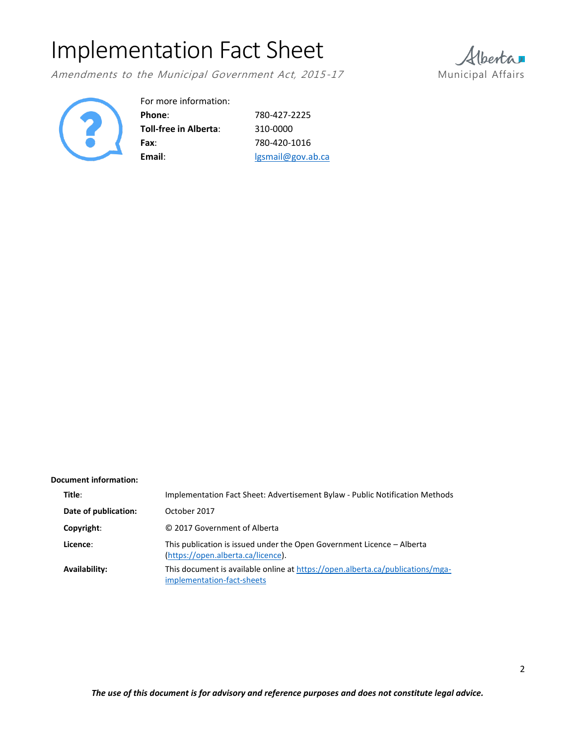For more information:

| | |
|---|---|
| **Phone**: | 780-427-2225 |
| **Toll-free in Alberta**: | 310-0000 |
| **Fax**: | 780-420-1016 |
| **Email**: | lgsmail@gov.ab.ca |

**Document information:**

| | |
|---|---|
| **Title**: | Implementation Fact Sheet: Advertisement Bylaw - Public Notification Methods |
| **Date of publication:** | October 2017 |
| **Copyright**: | © 2017 Government of Alberta |
| **Licence**: | This publication is issued under the Open Government Licence – Alberta (https://open.alberta.ca/licence). |
| **Availability:** | This document is available online at https://open.alberta.ca/publications/mga-implementation-fact-sheets |

***The use of this document is for advisory and reference purposes and does not constitute legal advice.***